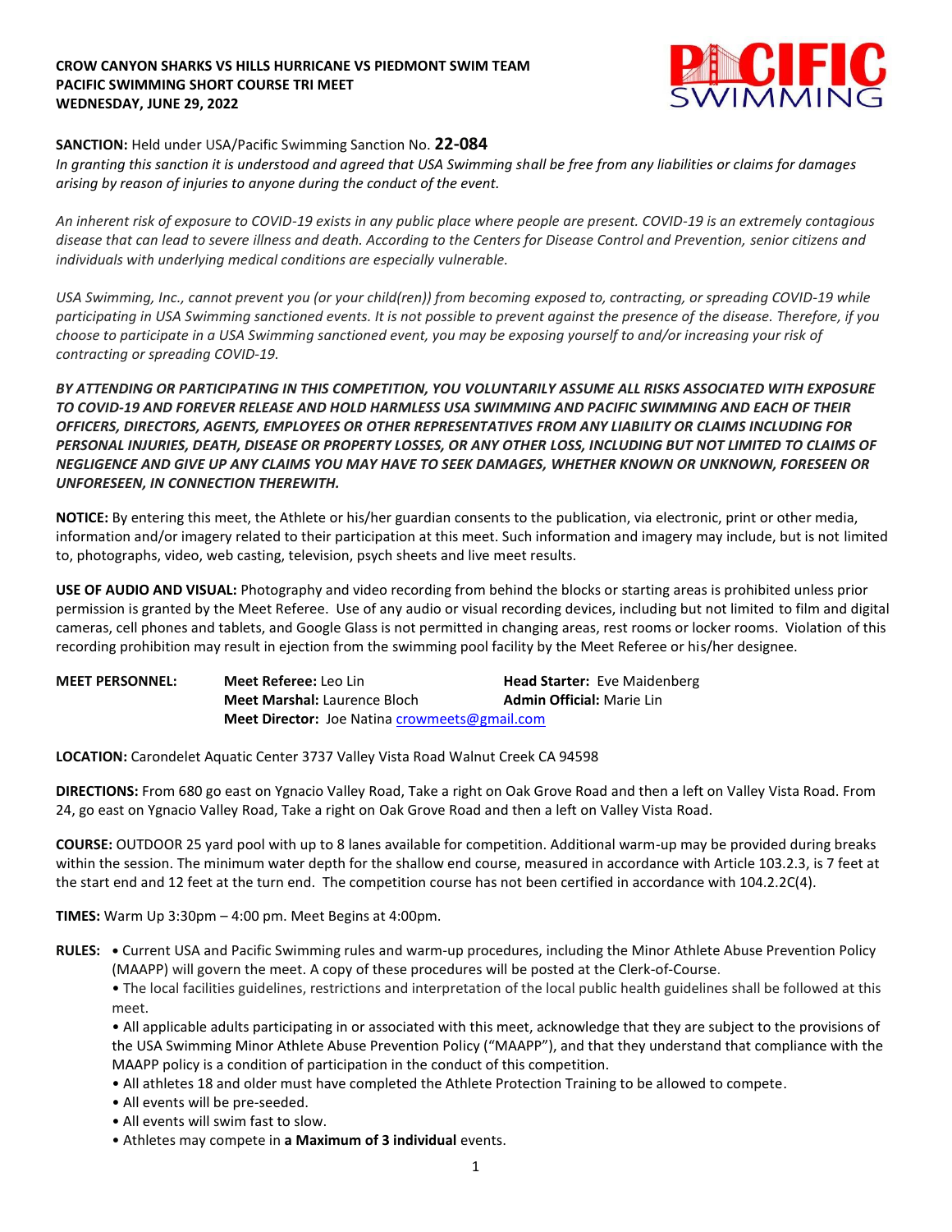**CROW CANYON SHARKS VS HILLS HURRICANE VS PIEDMONT SWIM TEAM**
**PACIFIC SWIMMING SHORT COURSE TRI MEET**
**WEDNESDAY, JUNE 29, 2022**

**SANCTION:** Held under USA/Pacific Swimming Sanction No. **22-084**

*In granting this sanction it is understood and agreed that USA Swimming shall be free from any liabilities or claims for damages arising by reason of injuries to anyone during the conduct of the event.*

*An inherent risk of exposure to COVID-19 exists in any public place where people are present. COVID-19 is an extremely contagious disease that can lead to severe illness and death. According to the Centers for Disease Control and Prevention, senior citizens and individuals with underlying medical conditions are especially vulnerable.*

*USA Swimming, Inc., cannot prevent you (or your child(ren)) from becoming exposed to, contracting, or spreading COVID-19 while participating in USA Swimming sanctioned events. It is not possible to prevent against the presence of the disease. Therefore, if you choose to participate in a USA Swimming sanctioned event, you may be exposing yourself to and/or increasing your risk of contracting or spreading COVID-19.*

***BY ATTENDING OR PARTICIPATING IN THIS COMPETITION, YOU VOLUNTARILY ASSUME ALL RISKS ASSOCIATED WITH EXPOSURE TO COVID-19 AND FOREVER RELEASE AND HOLD HARMLESS USA SWIMMING AND PACIFIC SWIMMING AND EACH OF THEIR OFFICERS, DIRECTORS, AGENTS, EMPLOYEES OR OTHER REPRESENTATIVES FROM ANY LIABILITY OR CLAIMS INCLUDING FOR PERSONAL INJURIES, DEATH, DISEASE OR PROPERTY LOSSES, OR ANY OTHER LOSS, INCLUDING BUT NOT LIMITED TO CLAIMS OF NEGLIGENCE AND GIVE UP ANY CLAIMS YOU MAY HAVE TO SEEK DAMAGES, WHETHER KNOWN OR UNKNOWN, FORESEEN OR UNFORESEEN, IN CONNECTION THEREWITH.***

**NOTICE:** By entering this meet, the Athlete or his/her guardian consents to the publication, via electronic, print or other media, information and/or imagery related to their participation at this meet. Such information and imagery may include, but is not limited to, photographs, video, web casting, television, psych sheets and live meet results.

**USE OF AUDIO AND VISUAL:** Photography and video recording from behind the blocks or starting areas is prohibited unless prior permission is granted by the Meet Referee. Use of any audio or visual recording devices, including but not limited to film and digital cameras, cell phones and tablets, and Google Glass is not permitted in changing areas, rest rooms or locker rooms. Violation of this recording prohibition may result in ejection from the swimming pool facility by the Meet Referee or his/her designee.

**MEET PERSONNEL:**
**Meet Referee:** Leo Lin
**Head Starter:** Eve Maidenberg
**Meet Marshal:** Laurence Bloch
**Admin Official:** Marie Lin
**Meet Director:** Joe Natina crowmeets@gmail.com

**LOCATION:** Carondelet Aquatic Center 3737 Valley Vista Road Walnut Creek CA 94598

**DIRECTIONS:** From 680 go east on Ygnacio Valley Road, Take a right on Oak Grove Road and then a left on Valley Vista Road. From 24, go east on Ygnacio Valley Road, Take a right on Oak Grove Road and then a left on Valley Vista Road.

**COURSE:** OUTDOOR 25 yard pool with up to 8 lanes available for competition. Additional warm-up may be provided during breaks within the session. The minimum water depth for the shallow end course, measured in accordance with Article 103.2.3, is 7 feet at the start end and 12 feet at the turn end. The competition course has not been certified in accordance with 104.2.2C(4).

**TIMES:** Warm Up 3:30pm – 4:00 pm. Meet Begins at 4:00pm.

**RULES:**
- Current USA and Pacific Swimming rules and warm-up procedures, including the Minor Athlete Abuse Prevention Policy (MAAPP) will govern the meet. A copy of these procedures will be posted at the Clerk-of-Course.
- The local facilities guidelines, restrictions and interpretation of the local public health guidelines shall be followed at this meet.
- All applicable adults participating in or associated with this meet, acknowledge that they are subject to the provisions of the USA Swimming Minor Athlete Abuse Prevention Policy ("MAAPP"), and that they understand that compliance with the MAAPP policy is a condition of participation in the conduct of this competition.
- All athletes 18 and older must have completed the Athlete Protection Training to be allowed to compete.
- All events will be pre-seeded.
- All events will swim fast to slow.
- Athletes may compete in **a Maximum of 3 individual** events.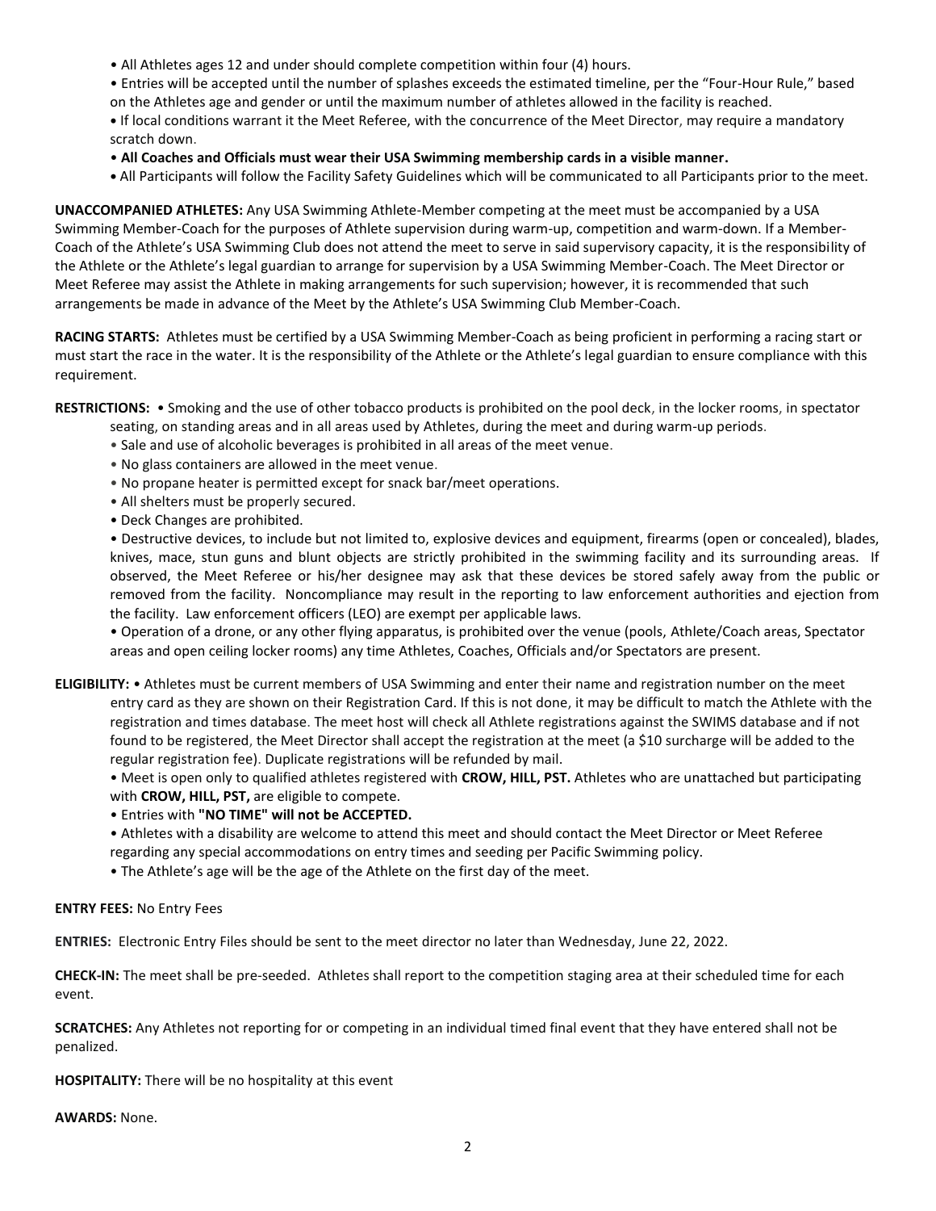- All Athletes ages 12 and under should complete competition within four (4) hours.
- Entries will be accepted until the number of splashes exceeds the estimated timeline, per the "Four-Hour Rule," based on the Athletes age and gender or until the maximum number of athletes allowed in the facility is reached.
- If local conditions warrant it the Meet Referee, with the concurrence of the Meet Director, may require a mandatory scratch down.
- **All Coaches and Officials must wear their USA Swimming membership cards in a visible manner.**
- All Participants will follow the Facility Safety Guidelines which will be communicated to all Participants prior to the meet.

**UNACCOMPANIED ATHLETES:** Any USA Swimming Athlete-Member competing at the meet must be accompanied by a USA Swimming Member-Coach for the purposes of Athlete supervision during warm-up, competition and warm-down. If a Member-Coach of the Athlete's USA Swimming Club does not attend the meet to serve in said supervisory capacity, it is the responsibility of the Athlete or the Athlete's legal guardian to arrange for supervision by a USA Swimming Member-Coach. The Meet Director or Meet Referee may assist the Athlete in making arrangements for such supervision; however, it is recommended that such arrangements be made in advance of the Meet by the Athlete's USA Swimming Club Member-Coach.

**RACING STARTS:** Athletes must be certified by a USA Swimming Member-Coach as being proficient in performing a racing start or must start the race in the water. It is the responsibility of the Athlete or the Athlete's legal guardian to ensure compliance with this requirement.

**RESTRICTIONS:**
- Smoking and the use of other tobacco products is prohibited on the pool deck, in the locker rooms, in spectator seating, on standing areas and in all areas used by Athletes, during the meet and during warm-up periods.
- Sale and use of alcoholic beverages is prohibited in all areas of the meet venue.
- No glass containers are allowed in the meet venue.
- No propane heater is permitted except for snack bar/meet operations.
- All shelters must be properly secured.
- Deck Changes are prohibited.
- Destructive devices, to include but not limited to, explosive devices and equipment, firearms (open or concealed), blades, knives, mace, stun guns and blunt objects are strictly prohibited in the swimming facility and its surrounding areas. If observed, the Meet Referee or his/her designee may ask that these devices be stored safely away from the public or removed from the facility. Noncompliance may result in the reporting to law enforcement authorities and ejection from the facility. Law enforcement officers (LEO) are exempt per applicable laws.
- Operation of a drone, or any other flying apparatus, is prohibited over the venue (pools, Athlete/Coach areas, Spectator areas and open ceiling locker rooms) any time Athletes, Coaches, Officials and/or Spectators are present.

**ELIGIBILITY:**
- Athletes must be current members of USA Swimming and enter their name and registration number on the meet entry card as they are shown on their Registration Card. If this is not done, it may be difficult to match the Athlete with the registration and times database. The meet host will check all Athlete registrations against the SWIMS database and if not found to be registered, the Meet Director shall accept the registration at the meet (a $10 surcharge will be added to the regular registration fee). Duplicate registrations will be refunded by mail.
- Meet is open only to qualified athletes registered with **CROW, HILL, PST.** Athletes who are unattached but participating with **CROW, HILL, PST,** are eligible to compete.
- Entries with **"NO TIME" will not be ACCEPTED.**
- Athletes with a disability are welcome to attend this meet and should contact the Meet Director or Meet Referee regarding any special accommodations on entry times and seeding per Pacific Swimming policy.
- The Athlete's age will be the age of the Athlete on the first day of the meet.

**ENTRY FEES:** No Entry Fees

**ENTRIES:** Electronic Entry Files should be sent to the meet director no later than Wednesday, June 22, 2022.

**CHECK-IN:** The meet shall be pre-seeded. Athletes shall report to the competition staging area at their scheduled time for each event.

**SCRATCHES:** Any Athletes not reporting for or competing in an individual timed final event that they have entered shall not be penalized.

**HOSPITALITY:** There will be no hospitality at this event

**AWARDS:** None.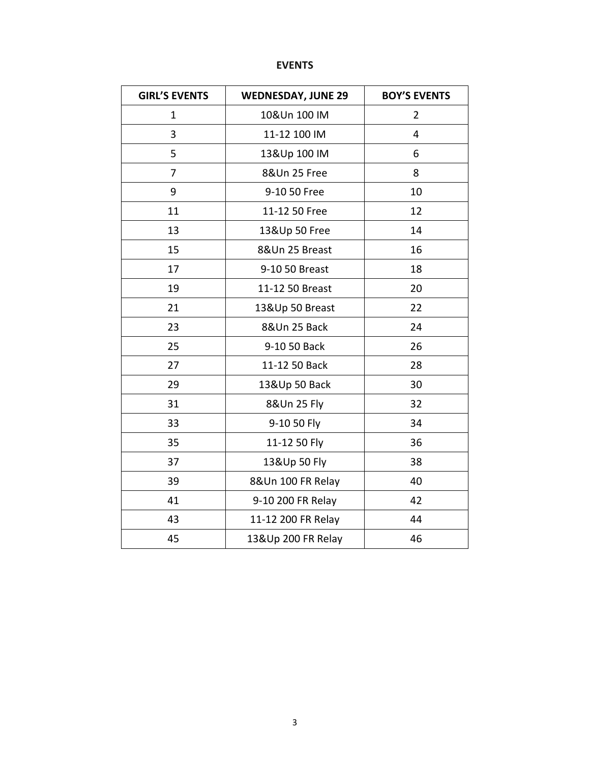**EVENTS**

| GIRL'S EVENTS | WEDNESDAY, JUNE 29 | BOY'S EVENTS |
| --- | --- | --- |
| 1 | 10&Un 100 IM | 2 |
| 3 | 11-12 100 IM | 4 |
| 5 | 13&Up 100 IM | 6 |
| 7 | 8&Un 25 Free | 8 |
| 9 | 9-10 50 Free | 10 |
| 11 | 11-12 50 Free | 12 |
| 13 | 13&Up 50 Free | 14 |
| 15 | 8&Un 25 Breast | 16 |
| 17 | 9-10 50 Breast | 18 |
| 19 | 11-12 50 Breast | 20 |
| 21 | 13&Up 50 Breast | 22 |
| 23 | 8&Un 25 Back | 24 |
| 25 | 9-10 50 Back | 26 |
| 27 | 11-12 50 Back | 28 |
| 29 | 13&Up 50 Back | 30 |
| 31 | 8&Un 25 Fly | 32 |
| 33 | 9-10 50 Fly | 34 |
| 35 | 11-12 50 Fly | 36 |
| 37 | 13&Up 50 Fly | 38 |
| 39 | 8&Un 100 FR Relay | 40 |
| 41 | 9-10 200 FR Relay | 42 |
| 43 | 11-12 200 FR Relay | 44 |
| 45 | 13&Up 200 FR Relay | 46 |